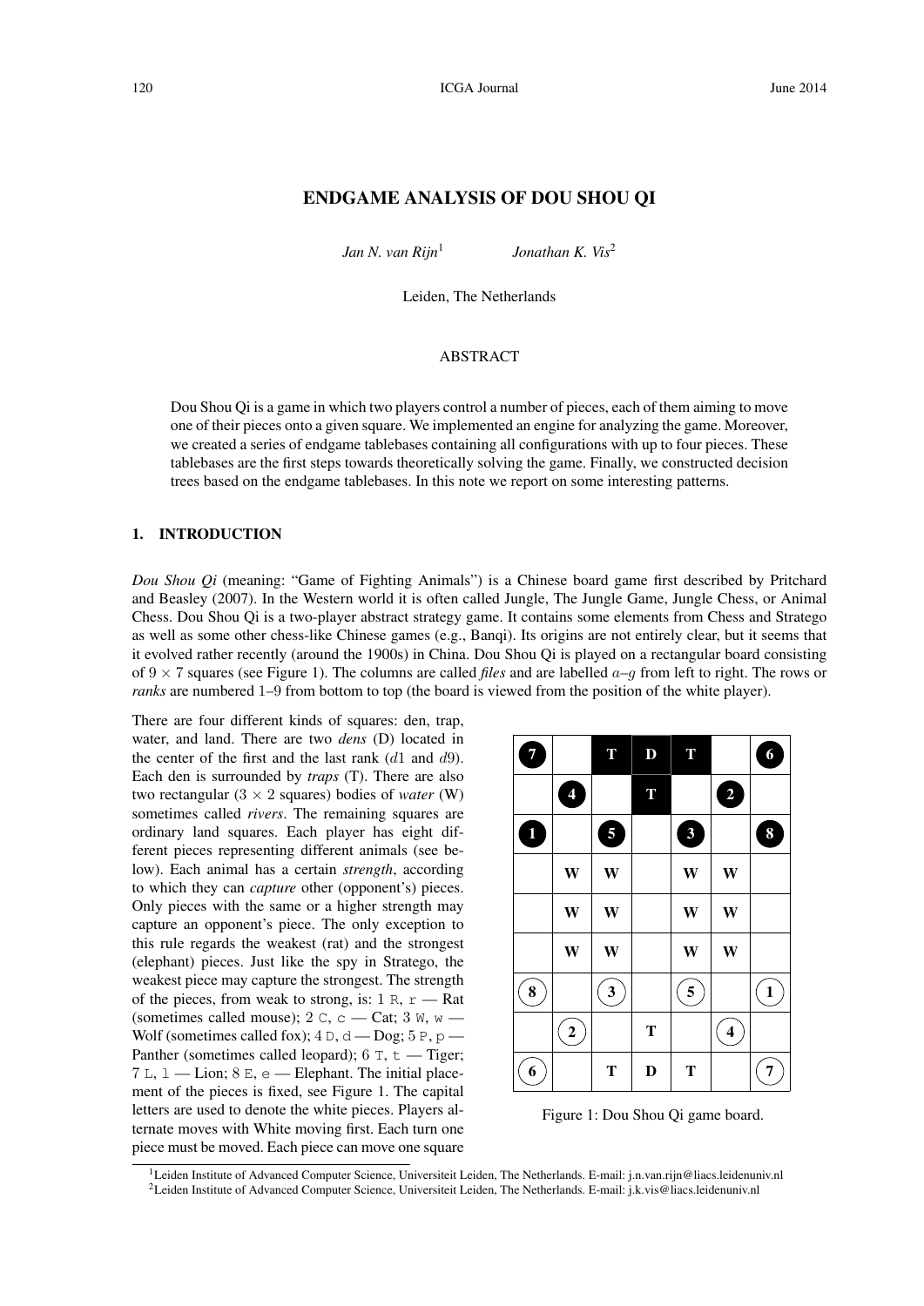# ENDGAME ANALYSIS OF DOU SHOU QI

*Jan N. van Rijn*[1] *Jonathan K. Vis*[2]

Leiden, The Netherlands

## ABSTRACT

Dou Shou Qi is a game in which two players control a number of pieces, each of them aiming to move one of their pieces onto a given square. We implemented an engine for analyzing the game. Moreover, we created a series of endgame tablebases containing all configurations with up to four pieces. These tablebases are the first steps towards theoretically solving the game. Finally, we constructed decision trees based on the endgame tablebases. In this note we report on some interesting patterns.

## 1. INTRODUCTION

*Dou Shou Qi* (meaning: "Game of Fighting Animals") is a Chinese board game first described by Pritchard and Beasley (2007). In the Western world it is often called Jungle, The Jungle Game, Jungle Chess, or Animal Chess. Dou Shou Qi is a two-player abstract strategy game. It contains some elements from Chess and Stratego as well as some other chess-like Chinese games (e.g., Banqi). Its origins are not entirely clear, but it seems that it evolved rather recently (around the 1900s) in China. Dou Shou Qi is played on a rectangular board consisting of $9 \times 7$ squares (see Figure 1). The columns are called *files* and are labelled $a$–$g$ from left to right. The rows or *ranks* are numbered 1–9 from bottom to top (the board is viewed from the position of the white player).

There are four different kinds of squares: den, trap, water, and land. There are two *dens* (D) located in the center of the first and the last rank ($d1$ and $d9$). Each den is surrounded by *traps* (T). There are also two rectangular ($3 \times 2$ squares) bodies of *water* (W) sometimes called *rivers*. The remaining squares are ordinary land squares. Each player has eight different pieces representing different animals (see below). Each animal has a certain *strength*, according to which they can *capture* other (opponent's) pieces. Only pieces with the same or a higher strength may capture an opponent's piece. The only exception to this rule regards the weakest (rat) and the strongest (elephant) pieces. Just like the spy in Stratego, the weakest piece may capture the strongest. The strength of the pieces, from weak to strong, is: 1 `R`, `r` — Rat (sometimes called mouse); 2 `C`, `c` — Cat; 3 `W`, `w` — Wolf (sometimes called fox); 4 `D`, `d` — Dog; 5 `P`, `p` — Panther (sometimes called leopard); 6 `T`, `t` — Tiger; 7 `L`, `l` — Lion; 8 `E`, `e` — Elephant. The initial placement of the pieces is fixed, see Figure 1. The capital letters are used to denote the white pieces. Players alternate moves with White moving first. Each turn one piece must be moved. Each piece can move one square

| | | | | | | |
|---|---|---|---|---|---|---|
| 7 | | T | D | T | | 6 |
| | 4 | | T | | 2 | |
| 1 | | 5 | | 3 | | 8 |
| | W | W | | W | W | |
| | W | W | | W | W | |
| | W | W | | W | W | |
| 8 | | 3 | | 5 | | 1 |
| | 2 | | T | | 4 | |
| 6 | | T | D | T | | 7 |

Figure 1: Dou Shou Qi game board.

[1] Leiden Institute of Advanced Computer Science, Universiteit Leiden, The Netherlands. E-mail: j.n.van.rijn@liacs.leidenuniv.nl

[2] Leiden Institute of Advanced Computer Science, Universiteit Leiden, The Netherlands. E-mail: j.k.vis@liacs.leidenuniv.nl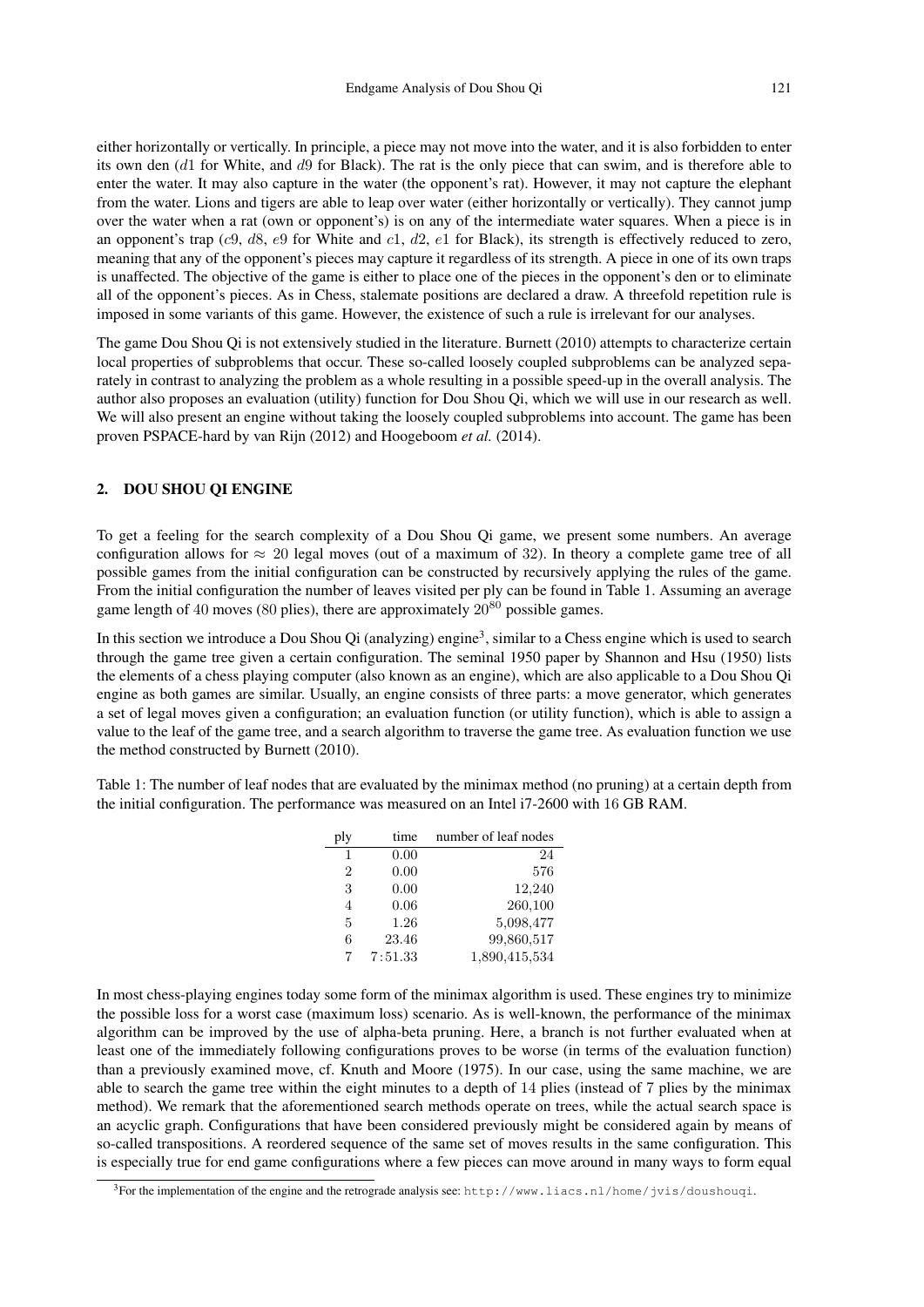either horizontally or vertically. In principle, a piece may not move into the water, and it is also forbidden to enter its own den ($d1$ for White, and $d9$ for Black). The rat is the only piece that can swim, and is therefore able to enter the water. It may also capture in the water (the opponent's rat). However, it may not capture the elephant from the water. Lions and tigers are able to leap over water (either horizontally or vertically). They cannot jump over the water when a rat (own or opponent's) is on any of the intermediate water squares. When a piece is in an opponent's trap ($c9$, $d8$, $e9$ for White and $c1$, $d2$, $e1$ for Black), its strength is effectively reduced to zero, meaning that any of the opponent's pieces may capture it regardless of its strength. A piece in one of its own traps is unaffected. The objective of the game is either to place one of the pieces in the opponent's den or to eliminate all of the opponent's pieces. As in Chess, stalemate positions are declared a draw. A threefold repetition rule is imposed in some variants of this game. However, the existence of such a rule is irrelevant for our analyses.

The game Dou Shou Qi is not extensively studied in the literature. Burnett (2010) attempts to characterize certain local properties of subproblems that occur. These so-called loosely coupled subproblems can be analyzed separately in contrast to analyzing the problem as a whole resulting in a possible speed-up in the overall analysis. The author also proposes an evaluation (utility) function for Dou Shou Qi, which we will use in our research as well. We will also present an engine without taking the loosely coupled subproblems into account. The game has been proven PSPACE-hard by van Rijn (2012) and Hoogeboom *et al.* (2014).

## 2. DOU SHOU QI ENGINE

To get a feeling for the search complexity of a Dou Shou Qi game, we present some numbers. An average configuration allows for $\approx 20$ legal moves (out of a maximum of 32). In theory a complete game tree of all possible games from the initial configuration can be constructed by recursively applying the rules of the game. From the initial configuration the number of leaves visited per ply can be found in Table 1. Assuming an average game length of 40 moves (80 plies), there are approximately $20^{80}$ possible games.

In this section we introduce a Dou Shou Qi (analyzing) engine[3], similar to a Chess engine which is used to search through the game tree given a certain configuration. The seminal 1950 paper by Shannon and Hsu (1950) lists the elements of a chess playing computer (also known as an engine), which are also applicable to a Dou Shou Qi engine as both games are similar. Usually, an engine consists of three parts: a move generator, which generates a set of legal moves given a configuration; an evaluation function (or utility function), which is able to assign a value to the leaf of the game tree, and a search algorithm to traverse the game tree. As evaluation function we use the method constructed by Burnett (2010).

Table 1: The number of leaf nodes that are evaluated by the minimax method (no pruning) at a certain depth from the initial configuration. The performance was measured on an Intel i7-2600 with 16 GB RAM.

| ply | time | number of leaf nodes |
|---|---|---|
| 1 | 0.00 | 24 |
| 2 | 0.00 | 576 |
| 3 | 0.00 | 12,240 |
| 4 | 0.06 | 260,100 |
| 5 | 1.26 | 5,098,477 |
| 6 | 23.46 | 99,860,517 |
| 7 | 7:51.33 | 1,890,415,534 |

In most chess-playing engines today some form of the minimax algorithm is used. These engines try to minimize the possible loss for a worst case (maximum loss) scenario. As is well-known, the performance of the minimax algorithm can be improved by the use of alpha-beta pruning. Here, a branch is not further evaluated when at least one of the immediately following configurations proves to be worse (in terms of the evaluation function) than a previously examined move, cf. Knuth and Moore (1975). In our case, using the same machine, we are able to search the game tree within the eight minutes to a depth of 14 plies (instead of 7 plies by the minimax method). We remark that the aforementioned search methods operate on trees, while the actual search space is an acyclic graph. Configurations that have been considered previously might be considered again by means of so-called transpositions. A reordered sequence of the same set of moves results in the same configuration. This is especially true for end game configurations where a few pieces can move around in many ways to form equal

[3] For the implementation of the engine and the retrograde analysis see: `http://www.liacs.nl/home/jvis/doushouqi`.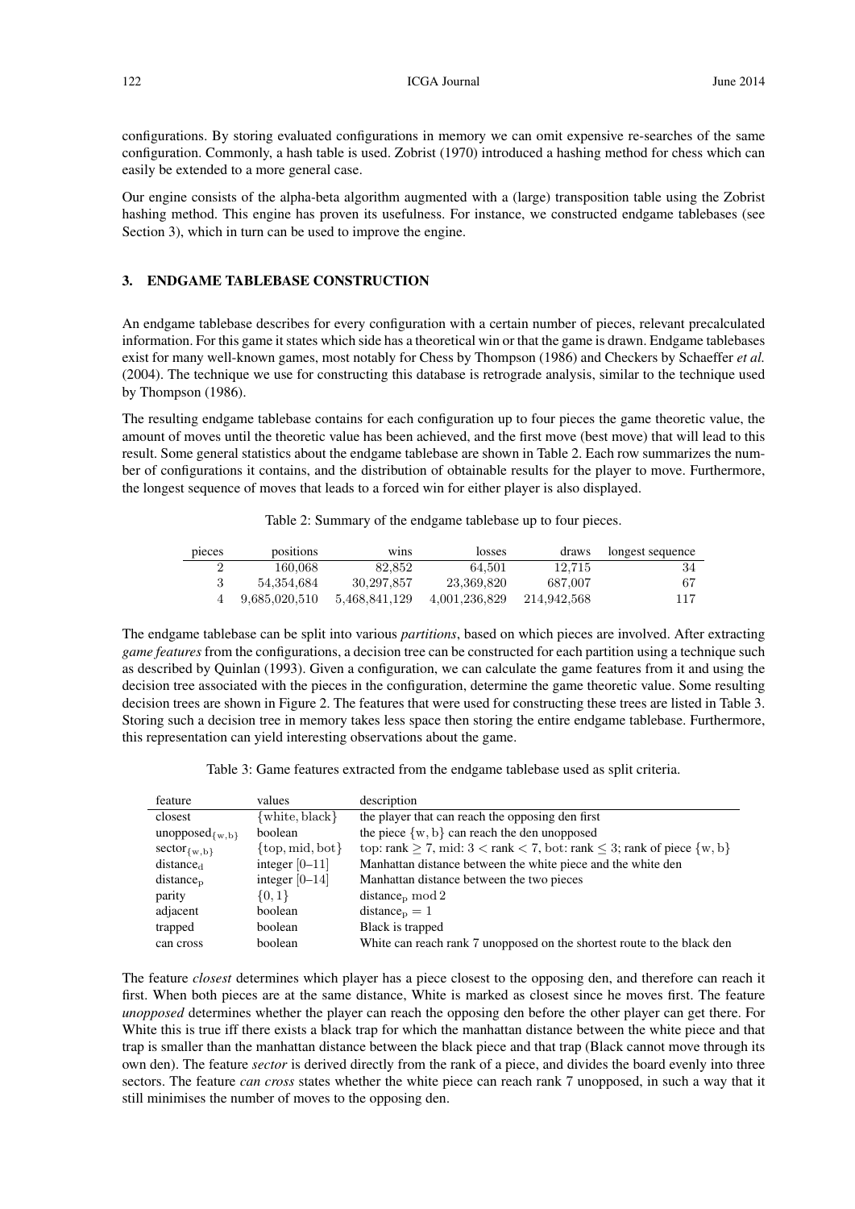configurations. By storing evaluated configurations in memory we can omit expensive re-searches of the same configuration. Commonly, a hash table is used. Zobrist (1970) introduced a hashing method for chess which can easily be extended to a more general case.

Our engine consists of the alpha-beta algorithm augmented with a (large) transposition table using the Zobrist hashing method. This engine has proven its usefulness. For instance, we constructed endgame tablebases (see Section 3), which in turn can be used to improve the engine.

## 3. ENDGAME TABLEBASE CONSTRUCTION

An endgame tablebase describes for every configuration with a certain number of pieces, relevant precalculated information. For this game it states which side has a theoretical win or that the game is drawn. Endgame tablebases exist for many well-known games, most notably for Chess by Thompson (1986) and Checkers by Schaeffer *et al.* (2004). The technique we use for constructing this database is retrograde analysis, similar to the technique used by Thompson (1986).

The resulting endgame tablebase contains for each configuration up to four pieces the game theoretic value, the amount of moves until the theoretic value has been achieved, and the first move (best move) that will lead to this result. Some general statistics about the endgame tablebase are shown in Table 2. Each row summarizes the number of configurations it contains, and the distribution of obtainable results for the player to move. Furthermore, the longest sequence of moves that leads to a forced win for either player is also displayed.

Table 2: Summary of the endgame tablebase up to four pieces.

| pieces | positions | wins | losses | draws | longest sequence |
|---|---|---|---|---|---|
| 2 | 160,068 | 82,852 | 64,501 | 12,715 | 34 |
| 3 | 54,354,684 | 30,297,857 | 23,369,820 | 687,007 | 67 |
| 4 | 9,685,020,510 | 5,468,841,129 | 4,001,236,829 | 214,942,568 | 117 |

The endgame tablebase can be split into various *partitions*, based on which pieces are involved. After extracting *game features* from the configurations, a decision tree can be constructed for each partition using a technique such as described by Quinlan (1993). Given a configuration, we can calculate the game features from it and using the decision tree associated with the pieces in the configuration, determine the game theoretic value. Some resulting decision trees are shown in Figure 2. The features that were used for constructing these trees are listed in Table 3. Storing such a decision tree in memory takes less space then storing the entire endgame tablebase. Furthermore, this representation can yield interesting observations about the game.

Table 3: Game features extracted from the endgame tablebase used as split criteria.

| feature | values | description |
|---|---|---|
| closest | $\{\text{white}, \text{black}\}$ | the player that can reach the opposing den first |
| $\text{unopposed}_{\{\text{w},\text{b}\}}$ | boolean | the piece $\{\text{w}, \text{b}\}$ can reach the den unopposed |
| $\text{sector}_{\{\text{w},\text{b}\}}$ | $\{\text{top}, \text{mid}, \text{bot}\}$ | top: rank $\geq 7$, mid: $3 <$ rank $< 7$, bot: rank $\leq 3$; rank of piece $\{\text{w}, \text{b}\}$ |
| $\text{distance}_\text{d}$ | integer [0–11] | Manhattan distance between the white piece and the white den |
| $\text{distance}_\text{p}$ | integer [0–14] | Manhattan distance between the two pieces |
| parity | $\{0, 1\}$ | $\text{distance}_\text{p} \bmod 2$ |
| adjacent | boolean | $\text{distance}_\text{p} = 1$ |
| trapped | boolean | Black is trapped |
| can cross | boolean | White can reach rank 7 unopposed on the shortest route to the black den |

The feature *closest* determines which player has a piece closest to the opposing den, and therefore can reach it first. When both pieces are at the same distance, White is marked as closest since he moves first. The feature *unopposed* determines whether the player can reach the opposing den before the other player can get there. For White this is true iff there exists a black trap for which the manhattan distance between the white piece and that trap is smaller than the manhattan distance between the black piece and that trap (Black cannot move through its own den). The feature *sector* is derived directly from the rank of a piece, and divides the board evenly into three sectors. The feature *can cross* states whether the white piece can reach rank 7 unopposed, in such a way that it still minimises the number of moves to the opposing den.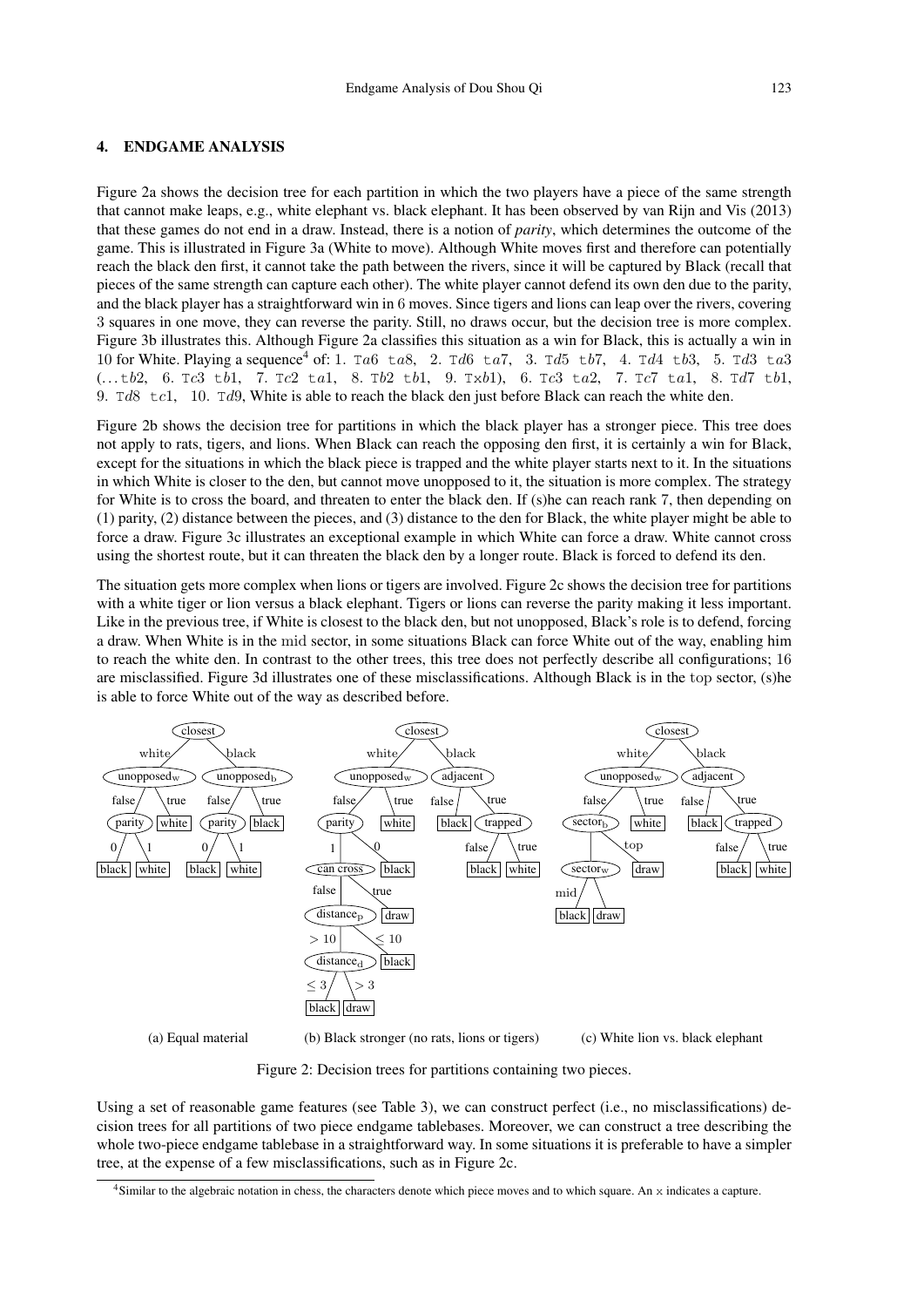## 4. ENDGAME ANALYSIS

Figure 2a shows the decision tree for each partition in which the two players have a piece of the same strength that cannot make leaps, e.g., white elephant vs. black elephant. It has been observed by van Rijn and Vis (2013) that these games do not end in a draw. Instead, there is a notion of *parity*, which determines the outcome of the game. This is illustrated in Figure 3a (White to move). Although White moves first and therefore can potentially reach the black den first, it cannot take the path between the rivers, since it will be captured by Black (recall that pieces of the same strength can capture each other). The white player cannot defend its own den due to the parity, and the black player has a straightforward win in 6 moves. Since tigers and lions can leap over the rivers, covering 3 squares in one move, they can reverse the parity. Still, no draws occur, but the decision tree is more complex. Figure 3b illustrates this. Although Figure 2a classifies this situation as a win for Black, this is actually a win in 10 for White. Playing a sequence[4] of: 1. T$a$6 t$a$8, 2. T$d$6 t$a$7, 3. T$d$5 t$b$7, 4. T$d$4 t$b$3, 5. T$d$3 t$a$3 (…t$b$2, 6. T$c$3 t$b$1, 7. T$c$2 t$a$1, 8. T$b$2 t$b$1, 9. Tx$b$1), 6. T$c$3 t$a$2, 7. T$c$7 t$a$1, 8. T$d$7 t$b$1, 9. T$d$8 t$c$1, 10. T$d$9, White is able to reach the black den just before Black can reach the white den.

Figure 2b shows the decision tree for partitions in which the black player has a stronger piece. This tree does not apply to rats, tigers, and lions. When Black can reach the opposing den first, it is certainly a win for Black, except for the situations in which the black piece is trapped and the white player starts next to it. In the situations in which White is closer to the den, but cannot move unopposed to it, the situation is more complex. The strategy for White is to cross the board, and threaten to enter the black den. If (s)he can reach rank 7, then depending on (1) parity, (2) distance between the pieces, and (3) distance to the den for Black, the white player might be able to force a draw. Figure 3c illustrates an exceptional example in which White can force a draw. White cannot cross using the shortest route, but it can threaten the black den by a longer route. Black is forced to defend its den.

The situation gets more complex when lions or tigers are involved. Figure 2c shows the decision tree for partitions with a white tiger or lion versus a black elephant. Tigers or lions can reverse the parity making it less important. Like in the previous tree, if White is closest to the black den, but not unopposed, Black's role is to defend, forcing a draw. When White is in the mid sector, in some situations Black can force White out of the way, enabling him to reach the white den. In contrast to the other trees, this tree does not perfectly describe all configurations; 16 are misclassified. Figure 3d illustrates one of these misclassifications. Although Black is in the top sector, (s)he is able to force White out of the way as described before.

(a) Equal material

```
closest
├─ white: unopposed_w
│   ├─ false: parity
│   │   ├─ 0: black
│   │   └─ 1: white
│   └─ true: white
└─ black: unopposed_b
    ├─ false: parity
    │   ├─ 0: black
    │   └─ 1: white
    └─ true: black
```

(b) Black stronger (no rats, lions or tigers)

```
closest
├─ white: unopposed_w
│   ├─ false: parity
│   │   ├─ 1: can cross
│   │   │   ├─ false: distance_p
│   │   │   │   ├─ > 10: distance_d
│   │   │   │   │   ├─ ≤ 3: black
│   │   │   │   │   └─ > 3: draw
│   │   │   │   └─ ≤ 10: black
│   │   │   └─ true: draw
│   │   └─ 0: black
│   └─ true: white
└─ black: adjacent
    ├─ false: black
    └─ true: trapped
        ├─ false: black
        └─ true: white
```

(c) White lion vs. black elephant

```
closest
├─ white: unopposed_w
│   ├─ false: sector_b
│   │   ├─ sector_w
│   │   │   ├─ mid: black
│   │   │   └─ draw
│   │   └─ top: draw
│   └─ true: white
└─ black: adjacent
    ├─ false: black
    └─ true: trapped
        ├─ false: black
        └─ true: white
```

Figure 2: Decision trees for partitions containing two pieces.

Using a set of reasonable game features (see Table 3), we can construct perfect (i.e., no misclassifications) decision trees for all partitions of two piece endgame tablebases. Moreover, we can construct a tree describing the whole two-piece endgame tablebase in a straightforward way. In some situations it is preferable to have a simpler tree, at the expense of a few misclassifications, such as in Figure 2c.

[4] Similar to the algebraic notation in chess, the characters denote which piece moves and to which square. An x indicates a capture.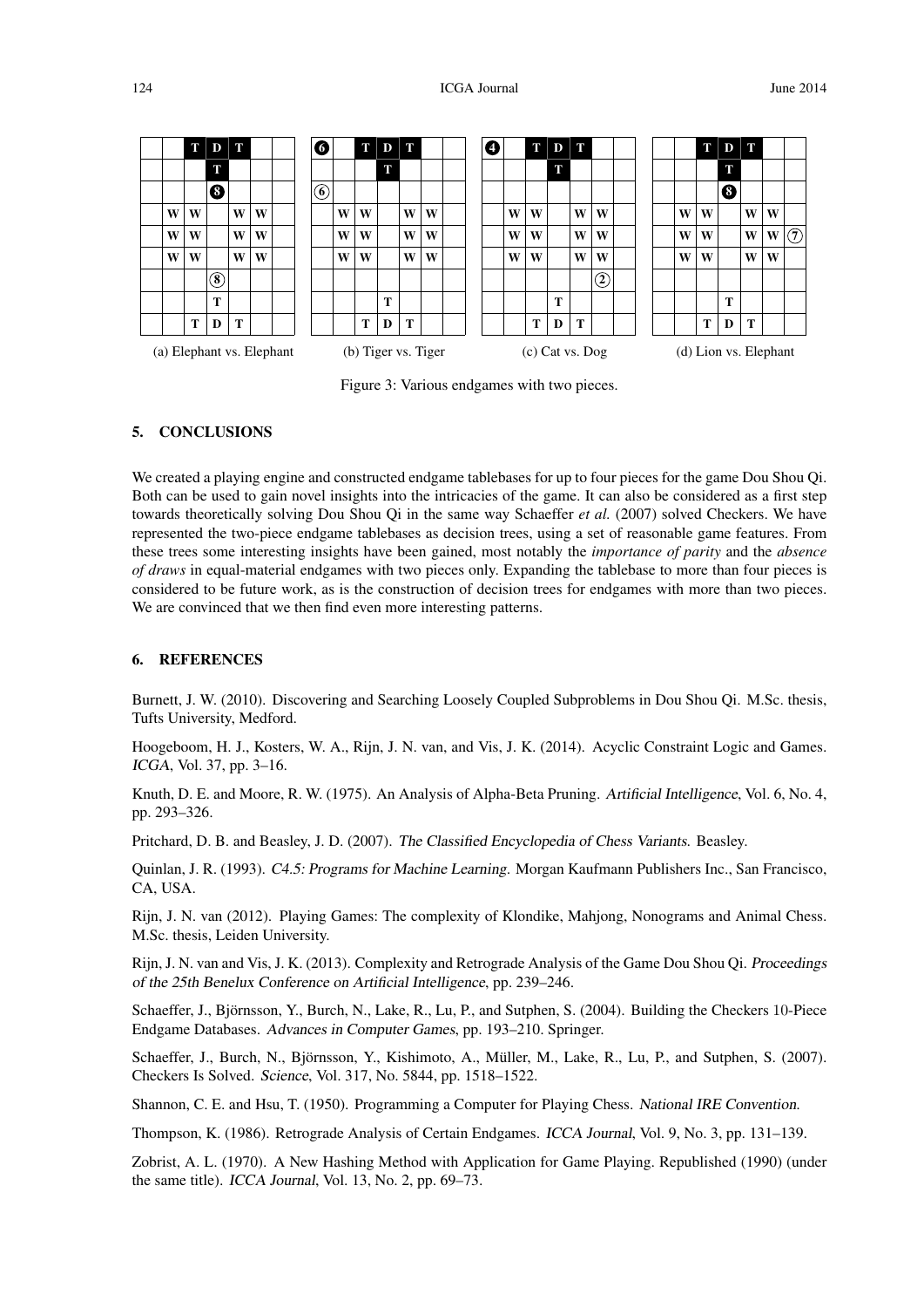(a) Elephant vs. Elephant

(b) Tiger vs. Tiger

(c) Cat vs. Dog

(d) Lion vs. Elephant

Figure 3: Various endgames with two pieces.

## 5. CONCLUSIONS

We created a playing engine and constructed endgame tablebases for up to four pieces for the game Dou Shou Qi. Both can be used to gain novel insights into the intricacies of the game. It can also be considered as a first step towards theoretically solving Dou Shou Qi in the same way Schaeffer *et al.* (2007) solved Checkers. We have represented the two-piece endgame tablebases as decision trees, using a set of reasonable game features. From these trees some interesting insights have been gained, most notably the *importance of parity* and the *absence of draws* in equal-material endgames with two pieces only. Expanding the tablebase to more than four pieces is considered to be future work, as is the construction of decision trees for endgames with more than two pieces. We are convinced that we then find even more interesting patterns.

## 6. REFERENCES

Burnett, J. W. (2010). Discovering and Searching Loosely Coupled Subproblems in Dou Shou Qi. M.Sc. thesis, Tufts University, Medford.

Hoogeboom, H. J., Kosters, W. A., Rijn, J. N. van, and Vis, J. K. (2014). Acyclic Constraint Logic and Games. *ICGA*, Vol. 37, pp. 3–16.

Knuth, D. E. and Moore, R. W. (1975). An Analysis of Alpha-Beta Pruning. *Artificial Intelligence*, Vol. 6, No. 4, pp. 293–326.

Pritchard, D. B. and Beasley, J. D. (2007). *The Classified Encyclopedia of Chess Variants*. Beasley.

Quinlan, J. R. (1993). *C4.5: Programs for Machine Learning*. Morgan Kaufmann Publishers Inc., San Francisco, CA, USA.

Rijn, J. N. van (2012). Playing Games: The complexity of Klondike, Mahjong, Nonograms and Animal Chess. M.Sc. thesis, Leiden University.

Rijn, J. N. van and Vis, J. K. (2013). Complexity and Retrograde Analysis of the Game Dou Shou Qi. *Proceedings of the 25th Benelux Conference on Artificial Intelligence*, pp. 239–246.

Schaeffer, J., Björnsson, Y., Burch, N., Lake, R., Lu, P., and Sutphen, S. (2004). Building the Checkers 10-Piece Endgame Databases. *Advances in Computer Games*, pp. 193–210. Springer.

Schaeffer, J., Burch, N., Björnsson, Y., Kishimoto, A., Müller, M., Lake, R., Lu, P., and Sutphen, S. (2007). Checkers Is Solved. *Science*, Vol. 317, No. 5844, pp. 1518–1522.

Shannon, C. E. and Hsu, T. (1950). Programming a Computer for Playing Chess. *National IRE Convention*.

Thompson, K. (1986). Retrograde Analysis of Certain Endgames. *ICCA Journal*, Vol. 9, No. 3, pp. 131–139.

Zobrist, A. L. (1970). A New Hashing Method with Application for Game Playing. Republished (1990) (under the same title). *ICCA Journal*, Vol. 13, No. 2, pp. 69–73.